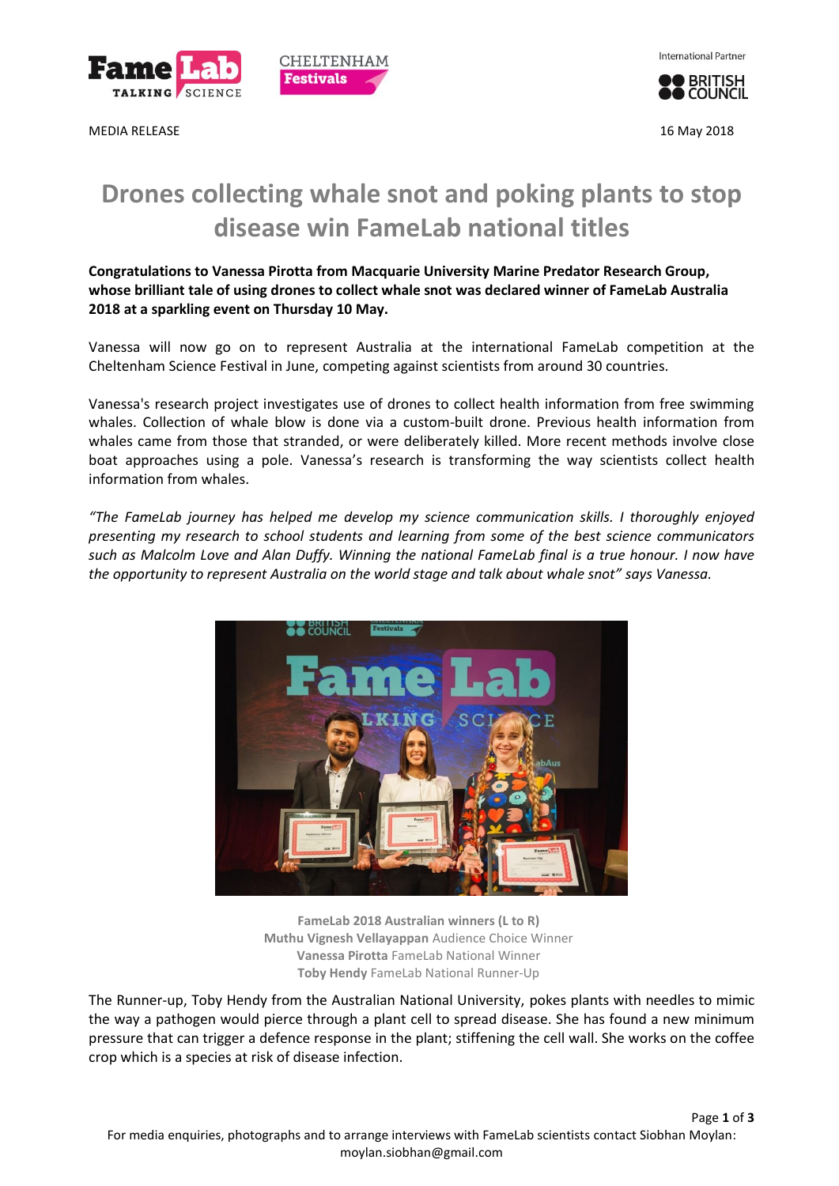MEDIA RELEASE

16 May 2018

# Drones collecting whale snot and poking plants to stop disease win FameLab national titles

**Congratulations to Vanessa Pirotta from Macquarie University Marine Predator Research Group, whose brilliant tale of using drones to collect whale snot was declared winner of FameLab Australia 2018 at a sparkling event on Thursday 10 May.**

Vanessa will now go on to represent Australia at the international FameLab competition at the Cheltenham Science Festival in June, competing against scientists from around 30 countries.

Vanessa's research project investigates use of drones to collect health information from free swimming whales. Collection of whale blow is done via a custom-built drone. Previous health information from whales came from those that stranded, or were deliberately killed. More recent methods involve close boat approaches using a pole. Vanessa's research is transforming the way scientists collect health information from whales.

*"The FameLab journey has helped me develop my science communication skills. I thoroughly enjoyed presenting my research to school students and learning from some of the best science communicators such as Malcolm Love and Alan Duffy. Winning the national FameLab final is a true honour. I now have the opportunity to represent Australia on the world stage and talk about whale snot" says Vanessa.*

**FameLab 2018 Australian winners (L to R)**
**Muthu Vignesh Vellayappan** Audience Choice Winner
**Vanessa Pirotta** FameLab National Winner
**Toby Hendy** FameLab National Runner-Up

The Runner-up, Toby Hendy from the Australian National University, pokes plants with needles to mimic the way a pathogen would pierce through a plant cell to spread disease. She has found a new minimum pressure that can trigger a defence response in the plant; stiffening the cell wall. She works on the coffee crop which is a species at risk of disease infection.

For media enquiries, photographs and to arrange interviews with FameLab scientists contact Siobhan Moylan: moylan.siobhan@gmail.com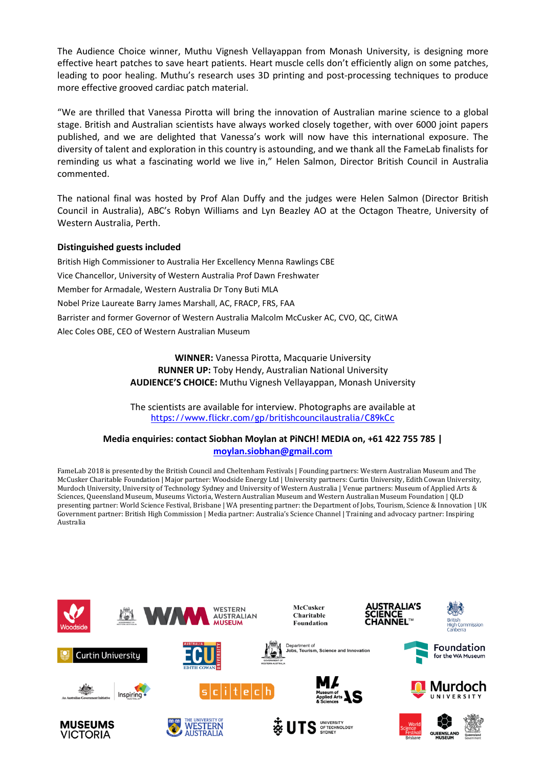The Audience Choice winner, Muthu Vignesh Vellayappan from Monash University, is designing more effective heart patches to save heart patients. Heart muscle cells don't efficiently align on some patches, leading to poor healing. Muthu's research uses 3D printing and post-processing techniques to produce more effective grooved cardiac patch material.

"We are thrilled that Vanessa Pirotta will bring the innovation of Australian marine science to a global stage. British and Australian scientists have always worked closely together, with over 6000 joint papers published, and we are delighted that Vanessa's work will now have this international exposure. The diversity of talent and exploration in this country is astounding, and we thank all the FameLab finalists for reminding us what a fascinating world we live in," Helen Salmon, Director British Council in Australia commented.

The national final was hosted by Prof Alan Duffy and the judges were Helen Salmon (Director British Council in Australia), ABC's Robyn Williams and Lyn Beazley AO at the Octagon Theatre, University of Western Australia, Perth.

**Distinguished guests included**

British High Commissioner to Australia Her Excellency Menna Rawlings CBE
Vice Chancellor, University of Western Australia Prof Dawn Freshwater
Member for Armadale, Western Australia Dr Tony Buti MLA
Nobel Prize Laureate Barry James Marshall, AC, FRACP, FRS, FAA
Barrister and former Governor of Western Australia Malcolm McCusker AC, CVO, QC, CitWA
Alec Coles OBE, CEO of Western Australian Museum

**WINNER:** Vanessa Pirotta, Macquarie University
**RUNNER UP:** Toby Hendy, Australian National University
**AUDIENCE'S CHOICE:** Muthu Vignesh Vellayappan, Monash University

The scientists are available for interview. Photographs are available at https://www.flickr.com/gp/britishcouncilaustralia/C89kCc

**Media enquiries: contact Siobhan Moylan at PiNCH! MEDIA on, +61 422 755 785 | moylan.siobhan@gmail.com**

FameLab 2018 is presented by the British Council and Cheltenham Festivals | Founding partners: Western Australian Museum and The McCusker Charitable Foundation | Major partner: Woodside Energy Ltd | University partners: Curtin University, Edith Cowan University, Murdoch University, University of Technology Sydney and University of Western Australia | Venue partners: Museum of Applied Arts & Sciences, Queensland Museum, Museums Victoria, Western Australian Museum and Western Australian Museum Foundation | QLD presenting partner: World Science Festival, Brisbane | WA presenting partner: the Department of Jobs, Tourism, Science & Innovation | UK Government partner: British High Commission | Media partner: Australia's Science Channel | Training and advocacy partner: Inspiring Australia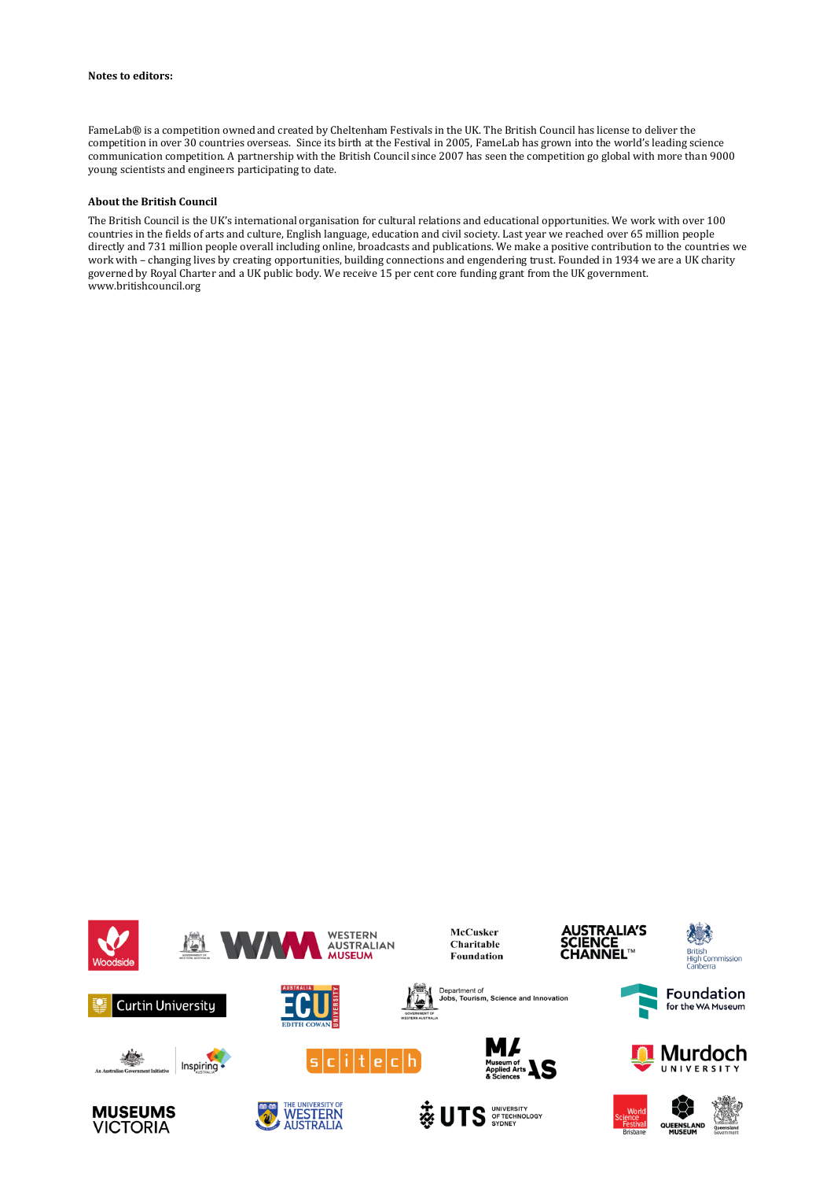**Notes to editors:**

FameLab® is a competition owned and created by Cheltenham Festivals in the UK. The British Council has license to deliver the competition in over 30 countries overseas. Since its birth at the Festival in 2005, FameLab has grown into the world's leading science communication competition. A partnership with the British Council since 2007 has seen the competition go global with more than 9000 young scientists and engineers participating to date.

**About the British Council**

The British Council is the UK's international organisation for cultural relations and educational opportunities. We work with over 100 countries in the fields of arts and culture, English language, education and civil society. Last year we reached over 65 million people directly and 731 million people overall including online, broadcasts and publications. We make a positive contribution to the countries we work with – changing lives by creating opportunities, building connections and engendering trust. Founded in 1934 we are a UK charity governed by Royal Charter and a UK public body. We receive 15 per cent core funding grant from the UK government. www.britishcouncil.org